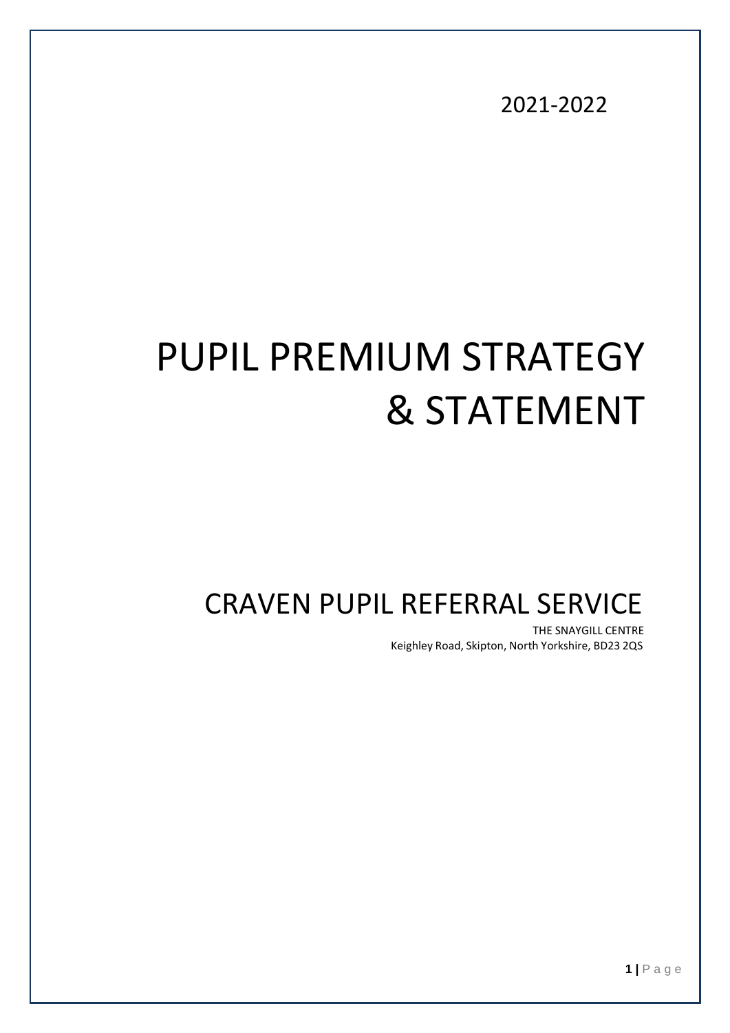2021-2022

# PUPIL PREMIUM STRATEGY & STATEMENT

## CRAVEN PUPIL REFERRAL SERVICE

THE SNAYGILL CENTRE
Keighley Road, Skipton, North Yorkshire, BD23 2QS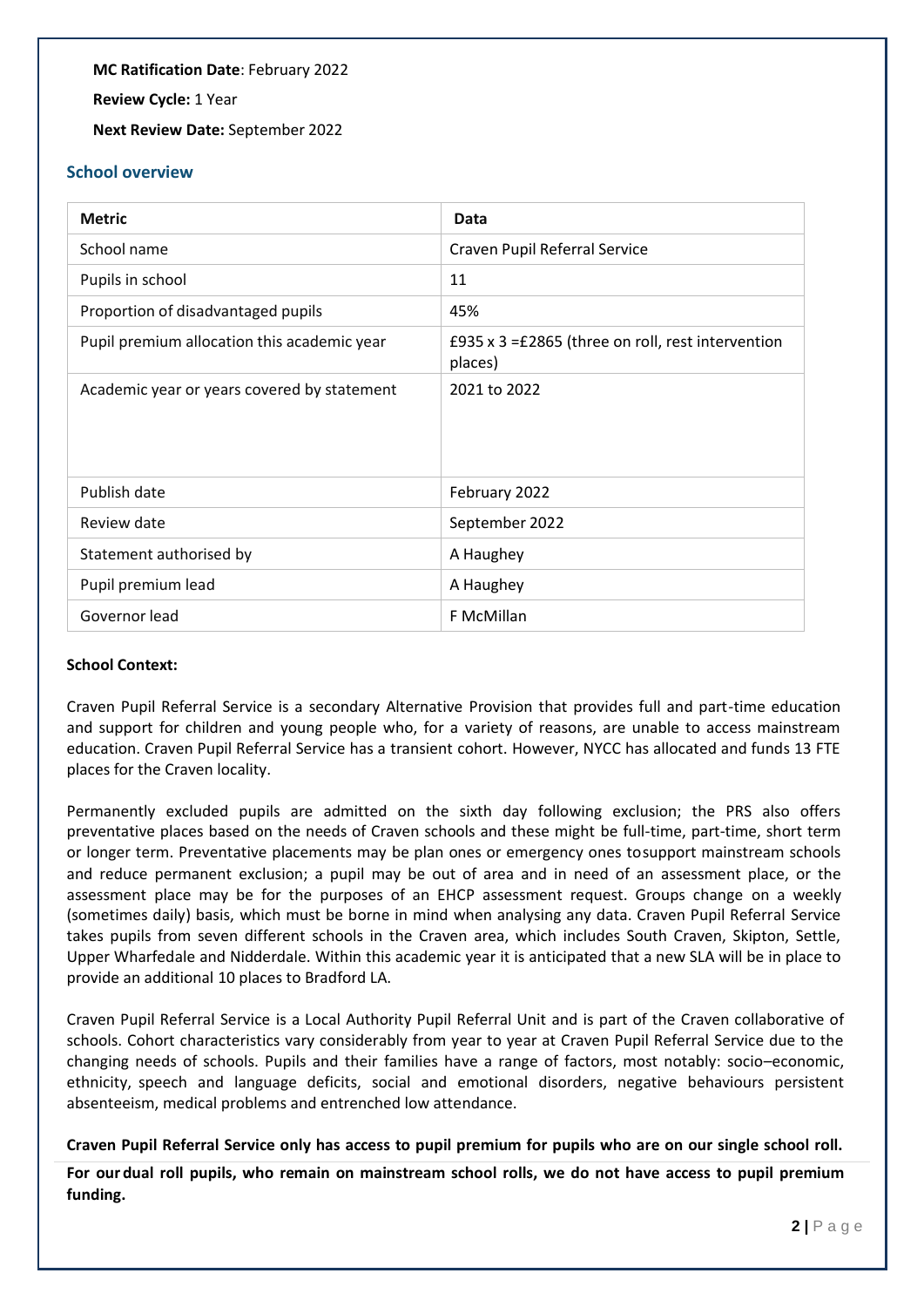**MC Ratification Date**: February 2022

**Review Cycle:** 1 Year

**Next Review Date:** September 2022

## School overview

| Metric | Data |
|---|---|
| School name | Craven Pupil Referral Service |
| Pupils in school | 11 |
| Proportion of disadvantaged pupils | 45% |
| Pupil premium allocation this academic year | £935 x 3 =£2865 (three on roll, rest intervention places) |
| Academic year or years covered by statement | 2021 to 2022 |
| Publish date | February 2022 |
| Review date | September 2022 |
| Statement authorised by | A Haughey |
| Pupil premium lead | A Haughey |
| Governor lead | F McMillan |

**School Context:**

Craven Pupil Referral Service is a secondary Alternative Provision that provides full and part-time education and support for children and young people who, for a variety of reasons, are unable to access mainstream education. Craven Pupil Referral Service has a transient cohort. However, NYCC has allocated and funds 13 FTE places for the Craven locality.

Permanently excluded pupils are admitted on the sixth day following exclusion; the PRS also offers preventative places based on the needs of Craven schools and these might be full-time, part-time, short term or longer term. Preventative placements may be plan ones or emergency ones tosupport mainstream schools and reduce permanent exclusion; a pupil may be out of area and in need of an assessment place, or the assessment place may be for the purposes of an EHCP assessment request. Groups change on a weekly (sometimes daily) basis, which must be borne in mind when analysing any data. Craven Pupil Referral Service takes pupils from seven different schools in the Craven area, which includes South Craven, Skipton, Settle, Upper Wharfedale and Nidderdale. Within this academic year it is anticipated that a new SLA will be in place to provide an additional 10 places to Bradford LA.

Craven Pupil Referral Service is a Local Authority Pupil Referral Unit and is part of the Craven collaborative of schools. Cohort characteristics vary considerably from year to year at Craven Pupil Referral Service due to the changing needs of schools. Pupils and their families have a range of factors, most notably: socio–economic, ethnicity, speech and language deficits, social and emotional disorders, negative behaviours persistent absenteeism, medical problems and entrenched low attendance.

**Craven Pupil Referral Service only has access to pupil premium for pupils who are on our single school roll.**

**For our dual roll pupils, who remain on mainstream school rolls, we do not have access to pupil premium funding.**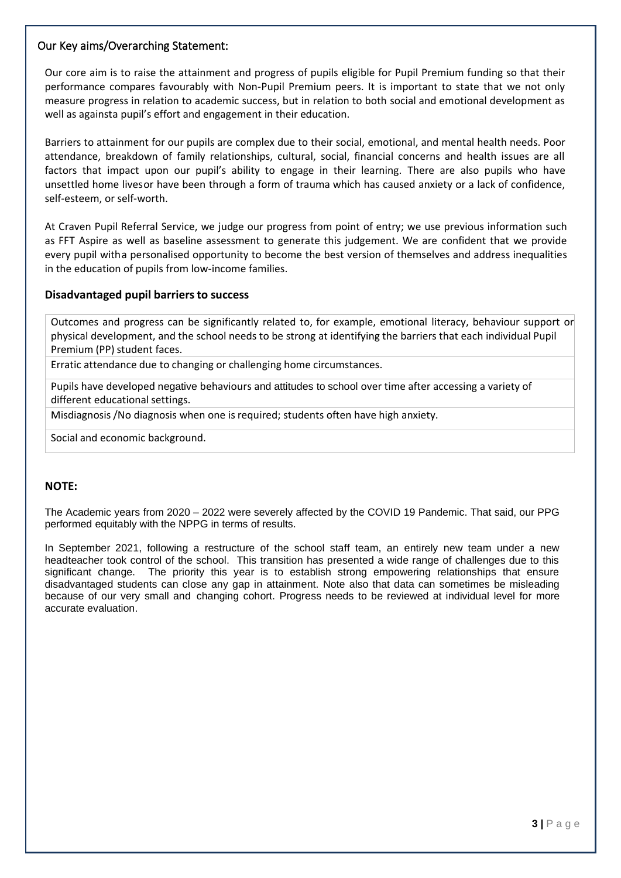## Our Key aims/Overarching Statement:

Our core aim is to raise the attainment and progress of pupils eligible for Pupil Premium funding so that their performance compares favourably with Non-Pupil Premium peers. It is important to state that we not only measure progress in relation to academic success, but in relation to both social and emotional development as well as againsta pupil's effort and engagement in their education.

Barriers to attainment for our pupils are complex due to their social, emotional, and mental health needs. Poor attendance, breakdown of family relationships, cultural, social, financial concerns and health issues are all factors that impact upon our pupil's ability to engage in their learning. There are also pupils who have unsettled home livesor have been through a form of trauma which has caused anxiety or a lack of confidence, self-esteem, or self-worth.

At Craven Pupil Referral Service, we judge our progress from point of entry; we use previous information such as FFT Aspire as well as baseline assessment to generate this judgement. We are confident that we provide every pupil witha personalised opportunity to become the best version of themselves and address inequalities in the education of pupils from low-income families.

### Disadvantaged pupil barriers to success

| |
|---|
| Outcomes and progress can be significantly related to, for example, emotional literacy, behaviour support or physical development, and the school needs to be strong at identifying the barriers that each individual Pupil Premium (PP) student faces. |
| Erratic attendance due to changing or challenging home circumstances. |
| Pupils have developed negative behaviours and attitudes to school over time after accessing a variety of different educational settings. |
| Misdiagnosis /No diagnosis when one is required; students often have high anxiety. |
| Social and economic background. |

### NOTE:

The Academic years from 2020 – 2022 were severely affected by the COVID 19 Pandemic. That said, our PPG performed equitably with the NPPG in terms of results.

In September 2021, following a restructure of the school staff team, an entirely new team under a new headteacher took control of the school. This transition has presented a wide range of challenges due to this significant change. The priority this year is to establish strong empowering relationships that ensure disadvantaged students can close any gap in attainment. Note also that data can sometimes be misleading because of our very small and changing cohort. Progress needs to be reviewed at individual level for more accurate evaluation.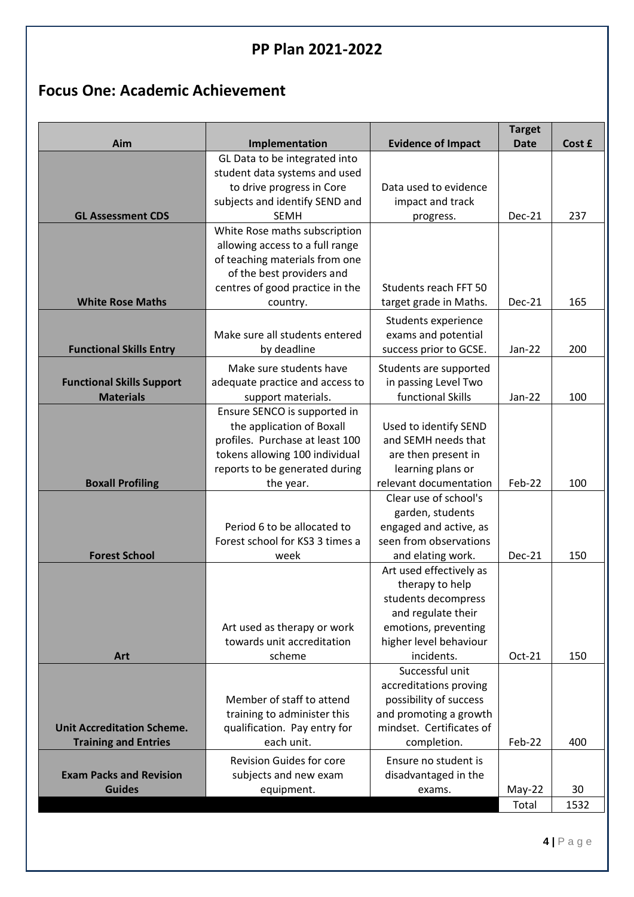## PP Plan 2021-2022

## Focus One: Academic Achievement

| Aim | Implementation | Evidence of Impact | Target Date | Cost £ |
|---|---|---|---|---|
| **GL Assessment CDS** | GL Data to be integrated into student data systems and used to drive progress in Core subjects and identify SEND and SEMH | Data used to evidence impact and track progress. | Dec-21 | 237 |
| **White Rose Maths** | White Rose maths subscription allowing access to a full range of teaching materials from one of the best providers and centres of good practice in the country. | Students reach FFT 50 target grade in Maths. | Dec-21 | 165 |
| **Functional Skills Entry** | Make sure all students entered by deadline | Students experience exams and potential success prior to GCSE. | Jan-22 | 200 |
| **Functional Skills Support Materials** | Make sure students have adequate practice and access to support materials. | Students are supported in passing Level Two functional Skills | Jan-22 | 100 |
| **Boxall Profiling** | Ensure SENCO is supported in the application of Boxall profiles. Purchase at least 100 tokens allowing 100 individual reports to be generated during the year. | Used to identify SEND and SEMH needs that are then present in learning plans or relevant documentation | Feb-22 | 100 |
| **Forest School** | Period 6 to be allocated to Forest school for KS3 3 times a week | Clear use of school's garden, students engaged and active, as seen from observations and elating work. | Dec-21 | 150 |
| **Art** | Art used as therapy or work towards unit accreditation scheme | Art used effectively as therapy to help students decompress and regulate their emotions, preventing higher level behaviour incidents. | Oct-21 | 150 |
| **Unit Accreditation Scheme. Training and Entries** | Member of staff to attend training to administer this qualification. Pay entry for each unit. | Successful unit accreditations proving possibility of success and promoting a growth mindset. Certificates of completion. | Feb-22 | 400 |
| **Exam Packs and Revision Guides** | Revision Guides for core subjects and new exam equipment. | Ensure no student is disadvantaged in the exams. | May-22 | 30 |
| | | | Total | 1532 |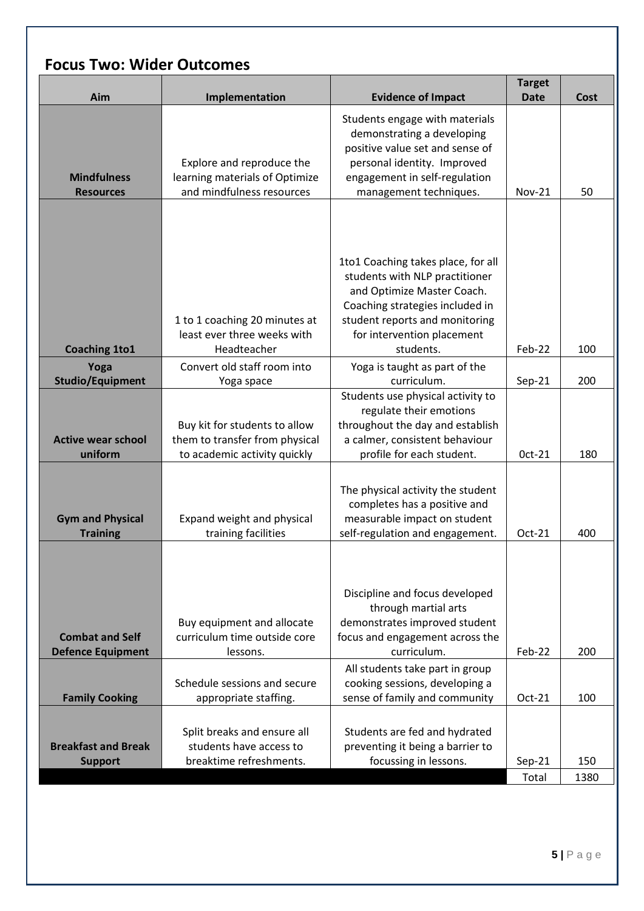## Focus Two: Wider Outcomes

| Aim | Implementation | Evidence of Impact | Target Date | Cost |
|---|---|---|---|---|
| **Mindfulness Resources** | Explore and reproduce the learning materials of Optimize and mindfulness resources | Students engage with materials demonstrating a developing positive value set and sense of personal identity. Improved engagement in self-regulation management techniques. | Nov-21 | 50 |
| **Coaching 1to1** | 1 to 1 coaching 20 minutes at least ever three weeks with Headteacher | 1to1 Coaching takes place, for all students with NLP practitioner and Optimize Master Coach. Coaching strategies included in student reports and monitoring for intervention placement students. | Feb-22 | 100 |
| **Yoga Studio/Equipment** | Convert old staff room into Yoga space | Yoga is taught as part of the curriculum. | Sep-21 | 200 |
| **Active wear school uniform** | Buy kit for students to allow them to transfer from physical to academic activity quickly | Students use physical activity to regulate their emotions throughout the day and establish a calmer, consistent behaviour profile for each student. | 0ct-21 | 180 |
| **Gym and Physical Training** | Expand weight and physical training facilities | The physical activity the student completes has a positive and measurable impact on student self-regulation and engagement. | Oct-21 | 400 |
| **Combat and Self Defence Equipment** | Buy equipment and allocate curriculum time outside core lessons. | Discipline and focus developed through martial arts demonstrates improved student focus and engagement across the curriculum. | Feb-22 | 200 |
| **Family Cooking** | Schedule sessions and secure appropriate staffing. | All students take part in group cooking sessions, developing a sense of family and community | Oct-21 | 100 |
| **Breakfast and Break Support** | Split breaks and ensure all students have access to breaktime refreshments. | Students are fed and hydrated preventing it being a barrier to focussing in lessons. | Sep-21 | 150 |
| | | | Total | 1380 |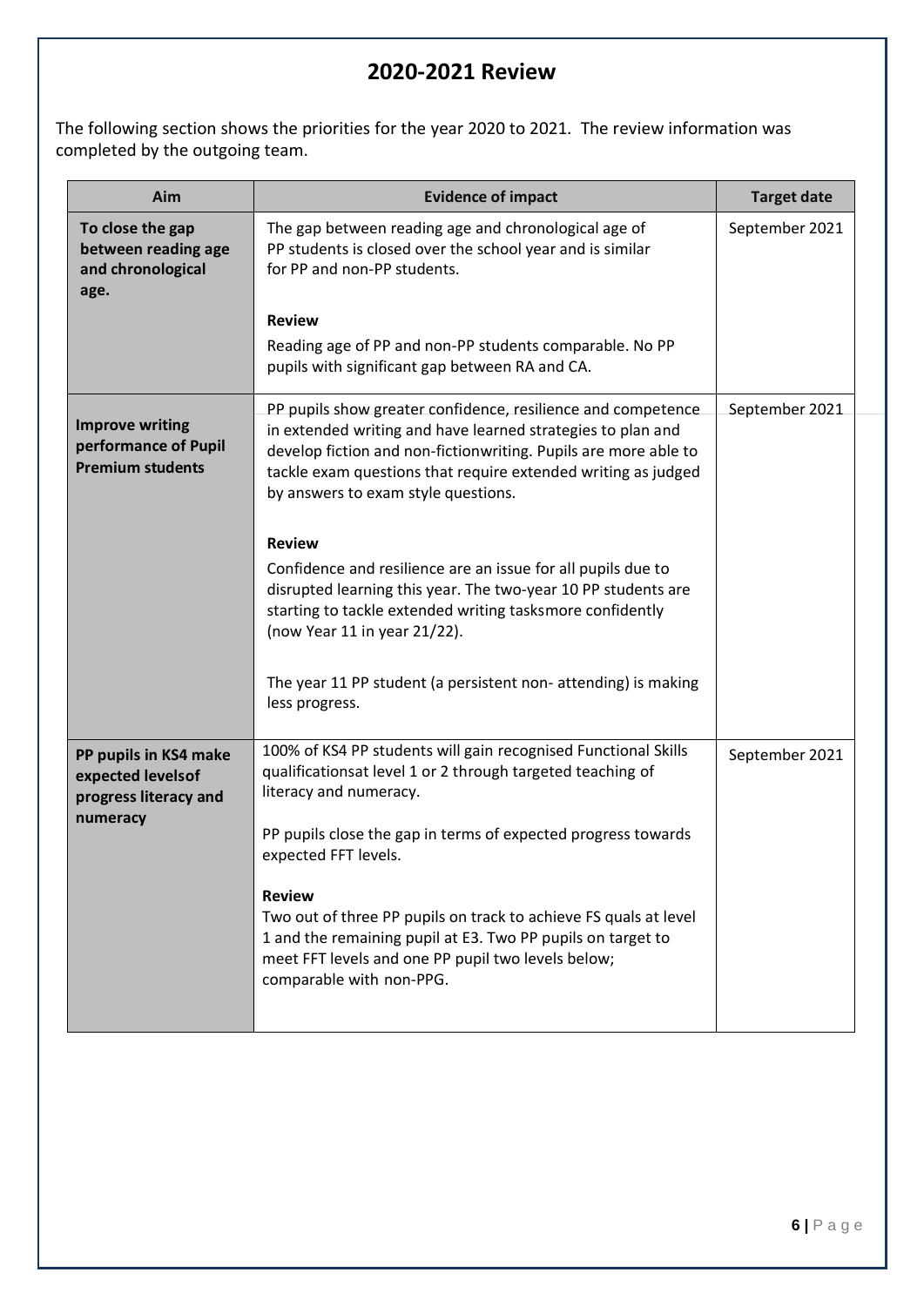# 2020-2021 Review

The following section shows the priorities for the year 2020 to 2021. The review information was completed by the outgoing team.

| Aim | Evidence of impact | Target date |
|---|---|---|
| **To close the gap between reading age and chronological age.** | The gap between reading age and chronological age of PP students is closed over the school year and is similar for PP and non-PP students.<br><br>**Review**<br>Reading age of PP and non-PP students comparable. No PP pupils with significant gap between RA and CA. | September 2021 |
| **Improve writing performance of Pupil Premium students** | PP pupils show greater confidence, resilience and competence in extended writing and have learned strategies to plan and develop fiction and non-fictionwriting. Pupils are more able to tackle exam questions that require extended writing as judged by answers to exam style questions.<br><br>**Review**<br>Confidence and resilience are an issue for all pupils due to disrupted learning this year. The two-year 10 PP students are starting to tackle extended writing tasksmore confidently (now Year 11 in year 21/22).<br><br>The year 11 PP student (a persistent non- attending) is making less progress. | September 2021 |
| **PP pupils in KS4 make expected levelsof progress literacy and numeracy** | 100% of KS4 PP students will gain recognised Functional Skills qualificationsat level 1 or 2 through targeted teaching of literacy and numeracy.<br><br>PP pupils close the gap in terms of expected progress towards expected FFT levels.<br><br>**Review**<br>Two out of three PP pupils on track to achieve FS quals at level 1 and the remaining pupil at E3. Two PP pupils on target to meet FFT levels and one PP pupil two levels below; comparable with non-PPG. | September 2021 |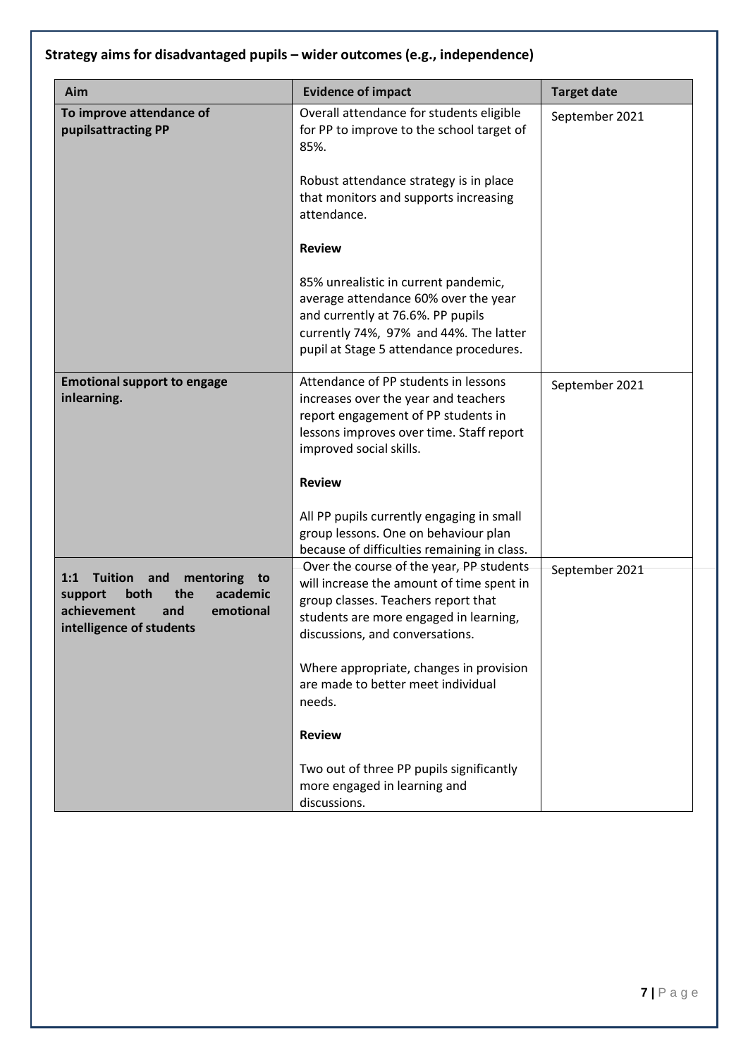## Strategy aims for disadvantaged pupils – wider outcomes (e.g., independence)

| Aim | Evidence of impact | Target date |
|---|---|---|
| **To improve attendance of pupilsattracting PP** | Overall attendance for students eligible for PP to improve to the school target of 85%.<br><br>Robust attendance strategy is in place that monitors and supports increasing attendance.<br><br>**Review**<br><br>85% unrealistic in current pandemic, average attendance 60% over the year and currently at 76.6%. PP pupils currently 74%, 97% and 44%. The latter pupil at Stage 5 attendance procedures. | September 2021 |
| **Emotional support to engage inlearning.** | Attendance of PP students in lessons increases over the year and teachers report engagement of PP students in lessons improves over time. Staff report improved social skills.<br><br>**Review**<br><br>All PP pupils currently engaging in small group lessons. One on behaviour plan because of difficulties remaining in class. | September 2021 |
| **1:1 Tuition and mentoring to support both the academic achievement and emotional intelligence of students** | Over the course of the year, PP students will increase the amount of time spent in group classes. Teachers report that students are more engaged in learning, discussions, and conversations.<br><br>Where appropriate, changes in provision are made to better meet individual needs.<br><br>**Review**<br><br>Two out of three PP pupils significantly more engaged in learning and discussions. | September 2021 |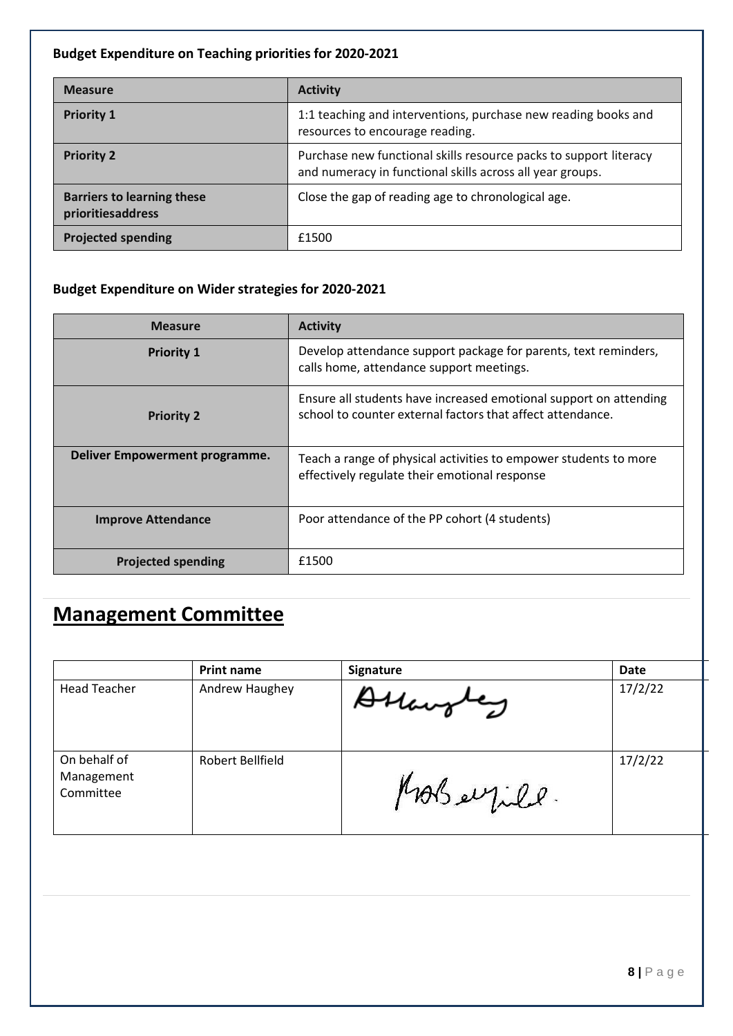**Budget Expenditure on Teaching priorities for 2020-2021**

| Measure | Activity |
|---|---|
| **Priority 1** | 1:1 teaching and interventions, purchase new reading books and resources to encourage reading. |
| **Priority 2** | Purchase new functional skills resource packs to support literacy and numeracy in functional skills across all year groups. |
| **Barriers to learning these prioritiesaddress** | Close the gap of reading age to chronological age. |
| **Projected spending** | £1500 |

**Budget Expenditure on Wider strategies for 2020-2021**

| Measure | Activity |
|---|---|
| **Priority 1** | Develop attendance support package for parents, text reminders, calls home, attendance support meetings. |
| **Priority 2** | Ensure all students have increased emotional support on attending school to counter external factors that affect attendance. |
| **Deliver Empowerment programme.** | Teach a range of physical activities to empower students to more effectively regulate their emotional response |
| **Improve Attendance** | Poor attendance of the PP cohort (4 students) |
| **Projected spending** | £1500 |

# Management Committee

| | Print name | Signature | Date |
|---|---|---|---|
| Head Teacher | Andrew Haughey | AHaughey | 17/2/22 |
| On behalf of Management Committee | Robert Bellfield | RBellfield. | 17/2/22 |